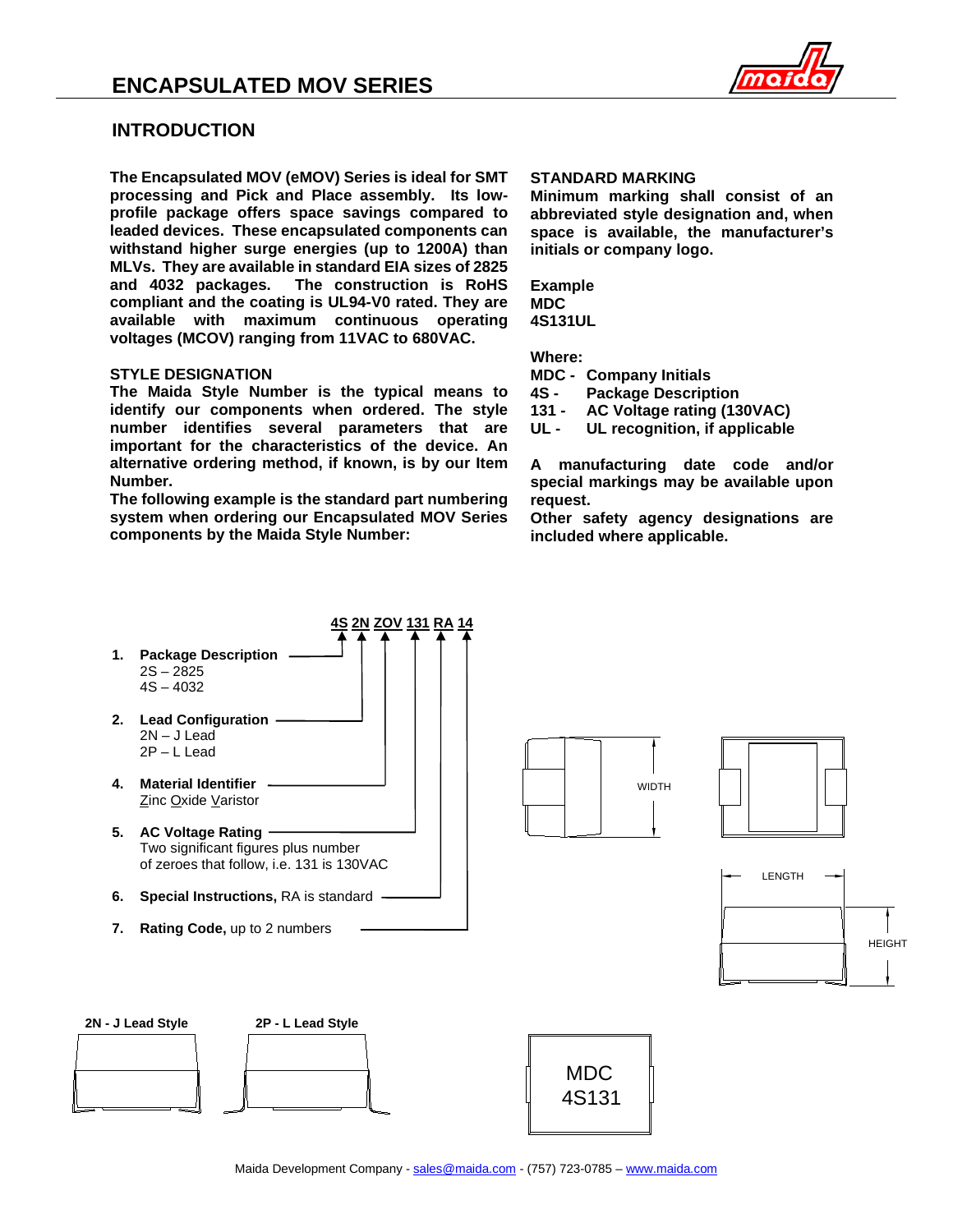# ENCAPSULATED MOV SERIES

## INTRODUCTION

**The Encapsulated MOV (eMOV) Series is ideal for SMT processing and Pick and Place assembly. Its low-profile package offers space savings compared to leaded devices. These encapsulated components can withstand higher surge energies (up to 1200A) than MLVs. They are available in standard EIA sizes of 2825 and 4032 packages. The construction is RoHS compliant and the coating is UL94-V0 rated. They are available with maximum continuous operating voltages (MCOV) ranging from 11VAC to 680VAC.**

### STYLE DESIGNATION

**The Maida Style Number is the typical means to identify our components when ordered. The style number identifies several parameters that are important for the characteristics of the device. An alternative ordering method, if known, is by our Item Number.**

**The following example is the standard part numbering system when ordering our Encapsulated MOV Series components by the Maida Style Number:**

### STANDARD MARKING

**Minimum marking shall consist of an abbreviated style designation and, when space is available, the manufacturer's initials or company logo.**

**Example**
**MDC**
**4S131UL**

**Where:**

- **MDC - Company Initials**
- **4S - Package Description**
- **131 - AC Voltage rating (130VAC)**
- **UL - UL recognition, if applicable**

**A manufacturing date code and/or special markings may be available upon request.**

**Other safety agency designations are included where applicable.**

**4S 2N ZOV 131 RA 14**

1. **Package Description**
   2S – 2825
   4S – 4032
2. **Lead Configuration**
   2N – J Lead
   2P – L Lead
4. **Material Identifier**
   Zinc Oxide Varistor
5. **AC Voltage Rating**
   Two significant figures plus number of zeroes that follow, i.e. 131 is 130VAC
6. **Special Instructions,** RA is standard
7. **Rating Code,** up to 2 numbers

WIDTH

LENGTH

HEIGHT

**2N - J Lead Style**

**2P - L Lead Style**

MDC
4S131

Maida Development Company - sales@maida.com - (757) 723-0785 – www.maida.com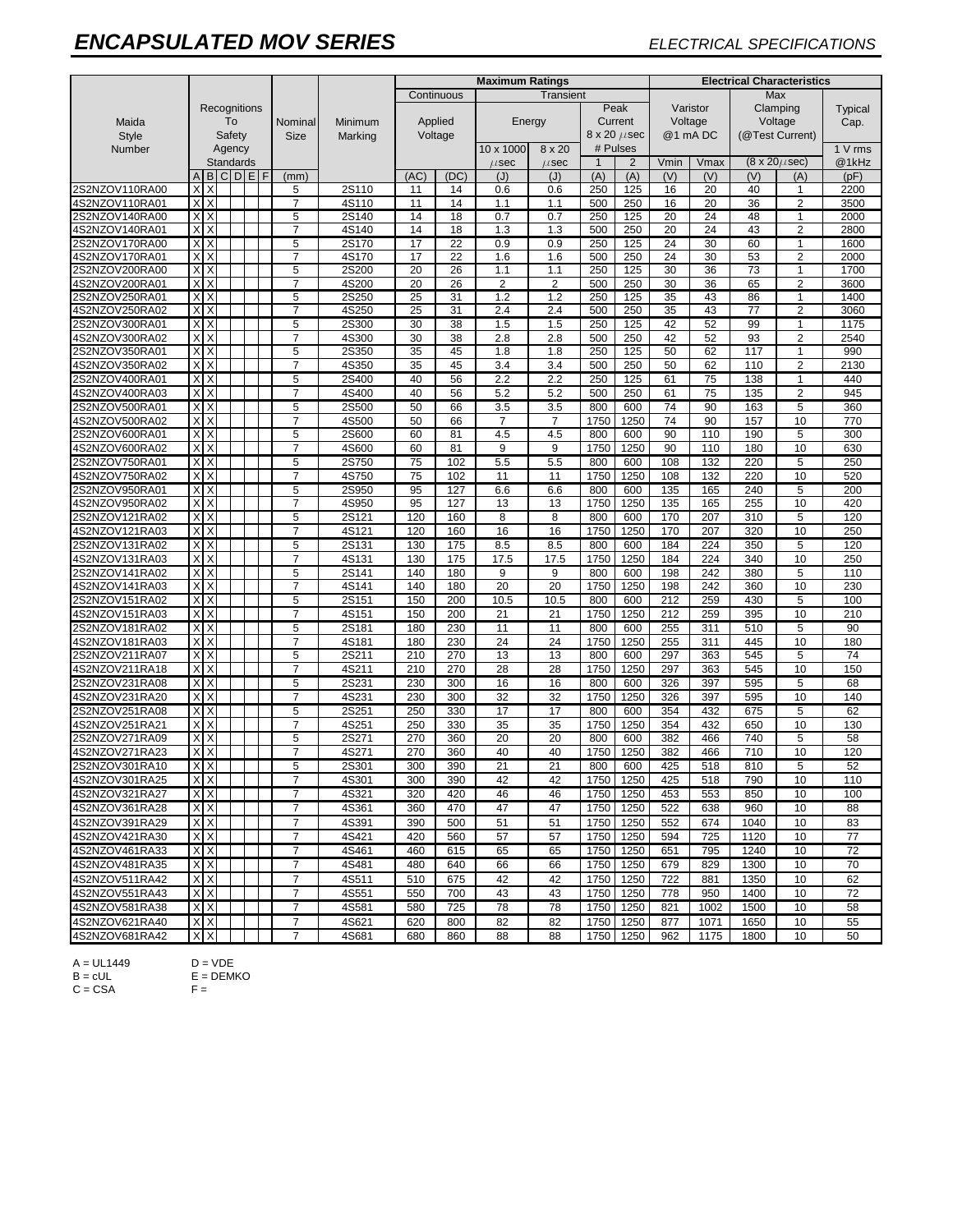# ENCAPSULATED MOV SERIES

*ELECTRICAL SPECIFICATIONS*

| Maida Style Number | Recognitions To Safety Agency Standards | | | | | | Nominal Size | Minimum Marking | Maximum Ratings | | | | | | Electrical Characteristics | | | | |
|---|---|---|---|---|---|---|---|---|---|---|---|---|---|---|---|---|---|---|---|
| | | | | | | | | | Continuous Applied Voltage | | Transient Energy | | Transient Peak Current 8 x 20 μsec # Pulses | | Varistor Voltage @1 mA DC | | Max Clamping Voltage (@Test Current) (8 x 20 μsec) | | Typical Cap. 1 V rms @1kHz |
| | | | | | | | | | | | 10 x 1000 μsec | 8 x 20 μsec | 1 | 2 | Vmin | Vmax | | | |
| | A | B | C | D | E | F | (mm) | | (AC) | (DC) | (J) | (J) | (A) | (A) | (V) | (V) | (V) | (A) | (pF) |
| 2S2NZOV110RA00 | X | X | | | | | 5 | 2S110 | 11 | 14 | 0.6 | 0.6 | 250 | 125 | 16 | 20 | 40 | 1 | 2200 |
| 4S2NZOV110RA01 | X | X | | | | | 7 | 4S110 | 11 | 14 | 1.1 | 1.1 | 500 | 250 | 16 | 20 | 36 | 2 | 3500 |
| 2S2NZOV140RA00 | X | X | | | | | 5 | 2S140 | 14 | 18 | 0.7 | 0.7 | 250 | 125 | 20 | 24 | 48 | 1 | 2000 |
| 4S2NZOV140RA01 | X | X | | | | | 7 | 4S140 | 14 | 18 | 1.3 | 1.3 | 500 | 250 | 20 | 24 | 43 | 2 | 2800 |
| 2S2NZOV170RA00 | X | X | | | | | 5 | 2S170 | 17 | 22 | 0.9 | 0.9 | 250 | 125 | 24 | 30 | 60 | 1 | 1600 |
| 4S2NZOV170RA01 | X | X | | | | | 7 | 4S170 | 17 | 22 | 1.6 | 1.6 | 500 | 250 | 24 | 30 | 53 | 2 | 2000 |
| 2S2NZOV200RA00 | X | X | | | | | 5 | 2S200 | 20 | 26 | 1.1 | 1.1 | 250 | 125 | 30 | 36 | 73 | 1 | 1700 |
| 4S2NZOV200RA01 | X | X | | | | | 7 | 4S200 | 20 | 26 | 2 | 2 | 500 | 250 | 30 | 36 | 65 | 2 | 3600 |
| 2S2NZOV250RA01 | X | X | | | | | 5 | 2S250 | 25 | 31 | 1.2 | 1.2 | 250 | 125 | 35 | 43 | 86 | 1 | 1400 |
| 4S2NZOV250RA02 | X | X | | | | | 7 | 4S250 | 25 | 31 | 2.4 | 2.4 | 500 | 250 | 35 | 43 | 77 | 2 | 3060 |
| 2S2NZOV300RA01 | X | X | | | | | 5 | 2S300 | 30 | 38 | 1.5 | 1.5 | 250 | 125 | 42 | 52 | 99 | 1 | 1175 |
| 4S2NZOV300RA02 | X | X | | | | | 7 | 4S300 | 30 | 38 | 2.8 | 2.8 | 500 | 250 | 42 | 52 | 93 | 2 | 2540 |
| 2S2NZOV350RA01 | X | X | | | | | 5 | 2S350 | 35 | 45 | 1.8 | 1.8 | 250 | 125 | 50 | 62 | 117 | 1 | 990 |
| 4S2NZOV350RA02 | X | X | | | | | 7 | 4S350 | 35 | 45 | 3.4 | 3.4 | 500 | 250 | 50 | 62 | 110 | 2 | 2130 |
| 2S2NZOV400RA01 | X | X | | | | | 5 | 2S400 | 40 | 56 | 2.2 | 2.2 | 250 | 125 | 61 | 75 | 138 | 1 | 440 |
| 4S2NZOV400RA03 | X | X | | | | | 7 | 4S400 | 40 | 56 | 5.2 | 5.2 | 500 | 250 | 61 | 75 | 135 | 2 | 945 |
| 2S2NZOV500RA01 | X | X | | | | | 5 | 2S500 | 50 | 66 | 3.5 | 3.5 | 800 | 600 | 74 | 90 | 163 | 5 | 360 |
| 4S2NZOV500RA02 | X | X | | | | | 7 | 4S500 | 50 | 66 | 7 | 7 | 1750 | 1250 | 74 | 90 | 157 | 10 | 770 |
| 2S2NZOV600RA01 | X | X | | | | | 5 | 2S600 | 60 | 81 | 4.5 | 4.5 | 800 | 600 | 90 | 110 | 190 | 5 | 300 |
| 4S2NZOV600RA02 | X | X | | | | | 7 | 4S600 | 60 | 81 | 9 | 9 | 1750 | 1250 | 90 | 110 | 180 | 10 | 630 |
| 2S2NZOV750RA01 | X | X | | | | | 5 | 2S750 | 75 | 102 | 5.5 | 5.5 | 800 | 600 | 108 | 132 | 220 | 5 | 250 |
| 4S2NZOV750RA02 | X | X | | | | | 7 | 4S750 | 75 | 102 | 11 | 11 | 1750 | 1250 | 108 | 132 | 220 | 10 | 520 |
| 2S2NZOV950RA01 | X | X | | | | | 5 | 2S950 | 95 | 127 | 6.6 | 6.6 | 800 | 600 | 135 | 165 | 240 | 5 | 200 |
| 4S2NZOV950RA02 | X | X | | | | | 7 | 4S950 | 95 | 127 | 13 | 13 | 1750 | 1250 | 135 | 165 | 255 | 10 | 420 |
| 2S2NZOV121RA02 | X | X | | | | | 5 | 2S121 | 120 | 160 | 8 | 8 | 800 | 600 | 170 | 207 | 310 | 5 | 120 |
| 4S2NZOV121RA03 | X | X | | | | | 7 | 4S121 | 120 | 160 | 16 | 16 | 1750 | 1250 | 170 | 207 | 320 | 10 | 250 |
| 2S2NZOV131RA02 | X | X | | | | | 5 | 2S131 | 130 | 175 | 8.5 | 8.5 | 800 | 600 | 184 | 224 | 350 | 5 | 120 |
| 4S2NZOV131RA03 | X | X | | | | | 7 | 4S131 | 130 | 175 | 17.5 | 17.5 | 1750 | 1250 | 184 | 224 | 340 | 10 | 250 |
| 2S2NZOV141RA02 | X | X | | | | | 5 | 2S141 | 140 | 180 | 9 | 9 | 800 | 600 | 198 | 242 | 380 | 5 | 110 |
| 4S2NZOV141RA03 | X | X | | | | | 7 | 4S141 | 140 | 180 | 20 | 20 | 1750 | 1250 | 198 | 242 | 360 | 10 | 230 |
| 2S2NZOV151RA02 | X | X | | | | | 5 | 2S151 | 150 | 200 | 10.5 | 10.5 | 800 | 600 | 212 | 259 | 430 | 5 | 100 |
| 4S2NZOV151RA03 | X | X | | | | | 7 | 4S151 | 150 | 200 | 21 | 21 | 1750 | 1250 | 212 | 259 | 395 | 10 | 210 |
| 2S2NZOV181RA02 | X | X | | | | | 5 | 2S181 | 180 | 230 | 11 | 11 | 800 | 600 | 255 | 311 | 510 | 5 | 90 |
| 4S2NZOV181RA03 | X | X | | | | | 7 | 4S181 | 180 | 230 | 24 | 24 | 1750 | 1250 | 255 | 311 | 445 | 10 | 180 |
| 2S2NZOV211RA07 | X | X | | | | | 5 | 2S211 | 210 | 270 | 13 | 13 | 800 | 600 | 297 | 363 | 545 | 5 | 74 |
| 4S2NZOV211RA18 | X | X | | | | | 7 | 4S211 | 210 | 270 | 28 | 28 | 1750 | 1250 | 297 | 363 | 545 | 10 | 150 |
| 2S2NZOV231RA08 | X | X | | | | | 5 | 2S231 | 230 | 300 | 16 | 16 | 800 | 600 | 326 | 397 | 595 | 5 | 68 |
| 4S2NZOV231RA20 | X | X | | | | | 7 | 4S231 | 230 | 300 | 32 | 32 | 1750 | 1250 | 326 | 397 | 595 | 10 | 140 |
| 2S2NZOV251RA08 | X | X | | | | | 5 | 2S251 | 250 | 330 | 17 | 17 | 800 | 600 | 354 | 432 | 675 | 5 | 62 |
| 4S2NZOV251RA21 | X | X | | | | | 7 | 4S251 | 250 | 330 | 35 | 35 | 1750 | 1250 | 354 | 432 | 650 | 10 | 130 |
| 2S2NZOV271RA09 | X | X | | | | | 5 | 2S271 | 270 | 360 | 20 | 20 | 800 | 600 | 382 | 466 | 740 | 5 | 58 |
| 4S2NZOV271RA23 | X | X | | | | | 7 | 4S271 | 270 | 360 | 40 | 40 | 1750 | 1250 | 382 | 466 | 710 | 10 | 120 |
| 2S2NZOV301RA10 | X | X | | | | | 5 | 2S301 | 300 | 390 | 21 | 21 | 800 | 600 | 425 | 518 | 810 | 5 | 52 |
| 4S2NZOV301RA25 | X | X | | | | | 7 | 4S301 | 300 | 390 | 42 | 42 | 1750 | 1250 | 425 | 518 | 790 | 10 | 110 |
| 4S2NZOV321RA27 | X | X | | | | | 7 | 4S321 | 320 | 420 | 46 | 46 | 1750 | 1250 | 453 | 553 | 850 | 10 | 100 |
| 4S2NZOV361RA28 | X | X | | | | | 7 | 4S361 | 360 | 470 | 47 | 47 | 1750 | 1250 | 522 | 638 | 960 | 10 | 88 |
| 4S2NZOV391RA29 | X | X | | | | | 7 | 4S391 | 390 | 500 | 51 | 51 | 1750 | 1250 | 552 | 674 | 1040 | 10 | 83 |
| 4S2NZOV421RA30 | X | X | | | | | 7 | 4S421 | 420 | 560 | 57 | 57 | 1750 | 1250 | 594 | 725 | 1120 | 10 | 77 |
| 4S2NZOV461RA33 | X | X | | | | | 7 | 4S461 | 460 | 615 | 65 | 65 | 1750 | 1250 | 651 | 795 | 1240 | 10 | 72 |
| 4S2NZOV481RA35 | X | X | | | | | 7 | 4S481 | 480 | 640 | 66 | 66 | 1750 | 1250 | 679 | 829 | 1300 | 10 | 70 |
| 4S2NZOV511RA42 | X | X | | | | | 7 | 4S511 | 510 | 675 | 42 | 42 | 1750 | 1250 | 722 | 881 | 1350 | 10 | 62 |
| 4S2NZOV551RA43 | X | X | | | | | 7 | 4S551 | 550 | 700 | 43 | 43 | 1750 | 1250 | 778 | 950 | 1400 | 10 | 72 |
| 4S2NZOV581RA38 | X | X | | | | | 7 | 4S581 | 580 | 725 | 78 | 78 | 1750 | 1250 | 821 | 1002 | 1500 | 10 | 58 |
| 4S2NZOV621RA40 | X | X | | | | | 7 | 4S621 | 620 | 800 | 82 | 82 | 1750 | 1250 | 877 | 1071 | 1650 | 10 | 55 |
| 4S2NZOV681RA42 | X | X | | | | | 7 | 4S681 | 680 | 860 | 88 | 88 | 1750 | 1250 | 962 | 1175 | 1800 | 10 | 50 |

A = UL1449 D = VDE
B = cUL E = DEMKO
C = CSA F =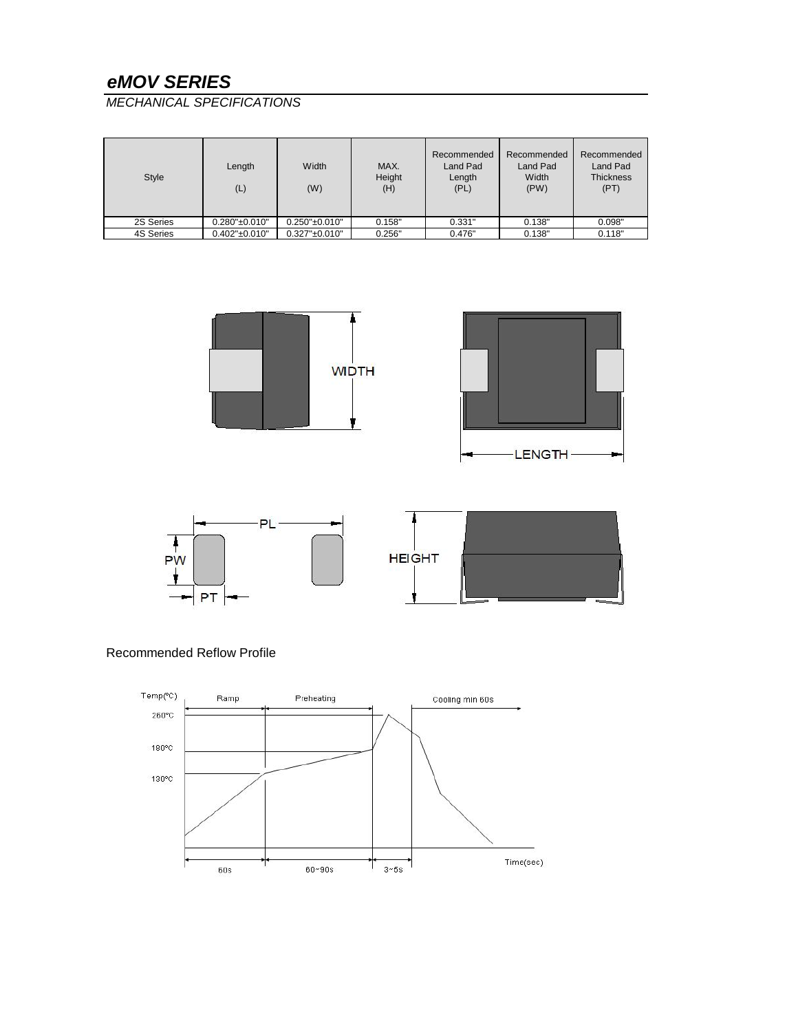# *eMOV SERIES*

*MECHANICAL SPECIFICATIONS*

| Style | Length (L) | Width (W) | MAX. Height (H) | Recommended Land Pad Length (PL) | Recommended Land Pad Width (PW) | Recommended Land Pad Thickness (PT) |
|---|---|---|---|---|---|---|
| 2S Series | 0.280"±0.010" | 0.250"±0.010" | 0.158" | 0.331" | 0.138" | 0.098" |
| 4S Series | 0.402"±0.010" | 0.327"±0.010" | 0.256" | 0.476" | 0.138" | 0.118" |

WIDTH

LENGTH

PL

PW

PT

HEIGHT

Recommended Reflow Profile

Temp(°C)

Ramp

Preheating

Cooling min 60s

260°C

180°C

130°C

60s

60~90s

3~5s

Time(sec)